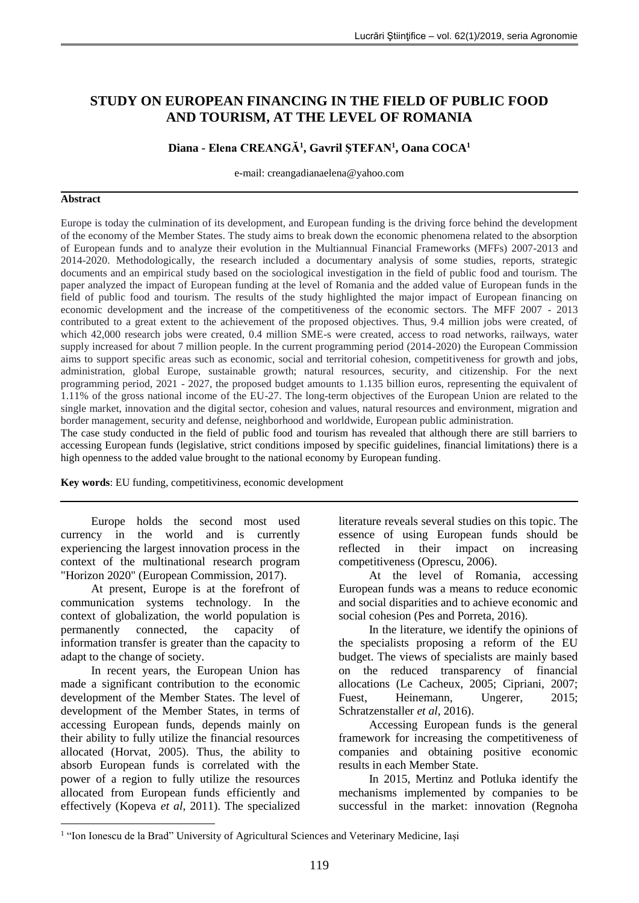# STUDY ON EUROPEAN FINANCING IN THE FIELD OF PUBLIC FOOD AND TOURISM, AT THE LEVEL OF ROMANIA

**Diana - Elena CREANGĂ[1], Gavril ŞTEFAN[1], Oana COCA[1]**

e-mail: creangadianaelena@yahoo.com

## Abstract

Europe is today the culmination of its development, and European funding is the driving force behind the development of the economy of the Member States. The study aims to break down the economic phenomena related to the absorption of European funds and to analyze their evolution in the Multiannual Financial Frameworks (MFFs) 2007-2013 and 2014-2020. Methodologically, the research included a documentary analysis of some studies, reports, strategic documents and an empirical study based on the sociological investigation in the field of public food and tourism. The paper analyzed the impact of European funding at the level of Romania and the added value of European funds in the field of public food and tourism. The results of the study highlighted the major impact of European financing on economic development and the increase of the competitiveness of the economic sectors. The MFF 2007 - 2013 contributed to a great extent to the achievement of the proposed objectives. Thus, 9.4 million jobs were created, of which 42,000 research jobs were created, 0.4 million SME-s were created, access to road networks, railways, water supply increased for about 7 million people. In the current programming period (2014-2020) the European Commission aims to support specific areas such as economic, social and territorial cohesion, competitiveness for growth and jobs, administration, global Europe, sustainable growth; natural resources, security, and citizenship. For the next programming period, 2021 - 2027, the proposed budget amounts to 1.135 billion euros, representing the equivalent of 1.11% of the gross national income of the EU-27. The long-term objectives of the European Union are related to the single market, innovation and the digital sector, cohesion and values, natural resources and environment, migration and border management, security and defense, neighborhood and worldwide, European public administration.

The case study conducted in the field of public food and tourism has revealed that although there are still barriers to accessing European funds (legislative, strict conditions imposed by specific guidelines, financial limitations) there is a high openness to the added value brought to the national economy by European funding.

**Key words**: EU funding, competitiveness, economic development

Europe holds the second most used currency in the world and is currently experiencing the largest innovation process in the context of the multinational research program "Horizon 2020" (European Commission, 2017).

At present, Europe is at the forefront of communication systems technology. In the context of globalization, the world population is permanently connected, the capacity of information transfer is greater than the capacity to adapt to the change of society.

In recent years, the European Union has made a significant contribution to the economic development of the Member States. The level of development of the Member States, in terms of accessing European funds, depends mainly on their ability to fully utilize the financial resources allocated (Horvat, 2005). Thus, the ability to absorb European funds is correlated with the power of a region to fully utilize the resources allocated from European funds efficiently and effectively (Kopeva *et al*, 2011). The specialized literature reveals several studies on this topic. The essence of using European funds should be reflected in their impact on increasing competitiveness (Oprescu, 2006).

At the level of Romania, accessing European funds was a means to reduce economic and social disparities and to achieve economic and social cohesion (Pes and Porreta, 2016).

In the literature, we identify the opinions of the specialists proposing a reform of the EU budget. The views of specialists are mainly based on the reduced transparency of financial allocations (Le Cacheux, 2005; Cipriani, 2007; Fuest, Heinemann, Ungerer, 2015; Schratzenstaller *et al*, 2016).

Accessing European funds is the general framework for increasing the competitiveness of companies and obtaining positive economic results in each Member State.

In 2015, Mertinz and Potluka identify the mechanisms implemented by companies to be successful in the market: innovation (Regnoha

[1] "Ion Ionescu de la Brad" University of Agricultural Sciences and Veterinary Medicine, Iaşi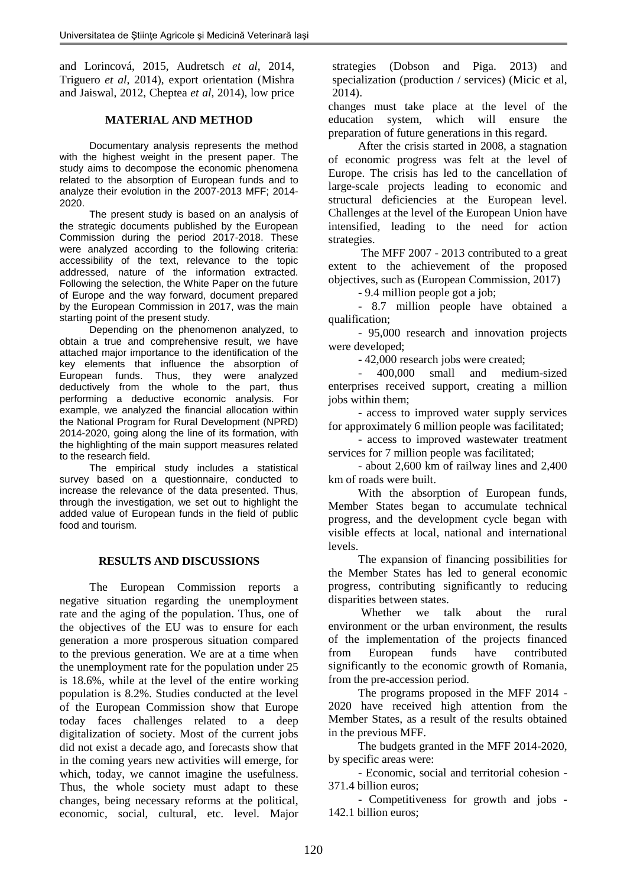and Lorincová, 2015, Audretsch *et al*, 2014, Triguero *et al*, 2014), export orientation (Mishra and Jaiswal, 2012, Cheptea *et al*, 2014), low price strategies (Dobson and Piga. 2013) and specialization (production / services) (Micic et al, 2014).

## MATERIAL AND METHOD

Documentary analysis represents the method with the highest weight in the present paper. The study aims to decompose the economic phenomena related to the absorption of European funds and to analyze their evolution in the 2007-2013 MFF; 2014-2020.

The present study is based on an analysis of the strategic documents published by the European Commission during the period 2017-2018. These were analyzed according to the following criteria: accessibility of the text, relevance to the topic addressed, nature of the information extracted. Following the selection, the White Paper on the future of Europe and the way forward, document prepared by the European Commission in 2017, was the main starting point of the present study.

Depending on the phenomenon analyzed, to obtain a true and comprehensive result, we have attached major importance to the identification of the key elements that influence the absorption of European funds. Thus, they were analyzed deductively from the whole to the part, thus performing a deductive economic analysis. For example, we analyzed the financial allocation within the National Program for Rural Development (NPRD) 2014-2020, going along the line of its formation, with the highlighting of the main support measures related to the research field.

The empirical study includes a statistical survey based on a questionnaire, conducted to increase the relevance of the data presented. Thus, through the investigation, we set out to highlight the added value of European funds in the field of public food and tourism.

## RESULTS AND DISCUSSIONS

The European Commission reports a negative situation regarding the unemployment rate and the aging of the population. Thus, one of the objectives of the EU was to ensure for each generation a more prosperous situation compared to the previous generation. We are at a time when the unemployment rate for the population under 25 is 18.6%, while at the level of the entire working population is 8.2%. Studies conducted at the level of the European Commission show that Europe today faces challenges related to a deep digitalization of society. Most of the current jobs did not exist a decade ago, and forecasts show that in the coming years new activities will emerge, for which, today, we cannot imagine the usefulness. Thus, the whole society must adapt to these changes, being necessary reforms at the political, economic, social, cultural, etc. level. Major changes must take place at the level of the education system, which will ensure the preparation of future generations in this regard.

After the crisis started in 2008, a stagnation of economic progress was felt at the level of Europe. The crisis has led to the cancellation of large-scale projects leading to economic and structural deficiencies at the European level. Challenges at the level of the European Union have intensified, leading to the need for action strategies.

The MFF 2007 - 2013 contributed to a great extent to the achievement of the proposed objectives, such as (European Commission, 2017)

- 9.4 million people got a job;
- 8.7 million people have obtained a qualification;
- 95,000 research and innovation projects were developed;
- 42,000 research jobs were created;
- 400,000 small and medium-sized enterprises received support, creating a million jobs within them;
- access to improved water supply services for approximately 6 million people was facilitated;
- access to improved wastewater treatment services for 7 million people was facilitated;
- about 2,600 km of railway lines and 2,400 km of roads were built.

With the absorption of European funds, Member States began to accumulate technical progress, and the development cycle began with visible effects at local, national and international levels.

The expansion of financing possibilities for the Member States has led to general economic progress, contributing significantly to reducing disparities between states.

Whether we talk about the rural environment or the urban environment, the results of the implementation of the projects financed from European funds have contributed significantly to the economic growth of Romania, from the pre-accession period.

The programs proposed in the MFF 2014 - 2020 have received high attention from the Member States, as a result of the results obtained in the previous MFF.

The budgets granted in the MFF 2014-2020, by specific areas were:

- Economic, social and territorial cohesion - 371.4 billion euros;
- Competitiveness for growth and jobs - 142.1 billion euros;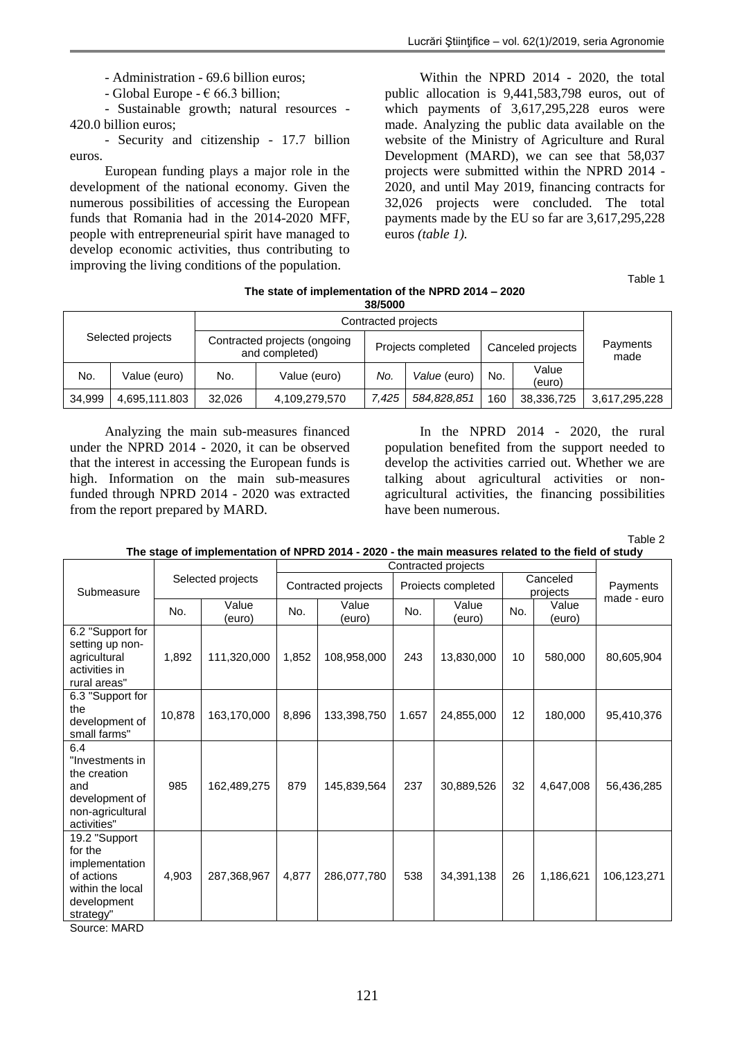- Administration - 69.6 billion euros;

- Global Europe - € 66.3 billion;

- Sustainable growth; natural resources - 420.0 billion euros;

- Security and citizenship - 17.7 billion euros.

European funding plays a major role in the development of the national economy. Given the numerous possibilities of accessing the European funds that Romania had in the 2014-2020 MFF, people with entrepreneurial spirit have managed to develop economic activities, thus contributing to improving the living conditions of the population.

Within the NPRD 2014 - 2020, the total public allocation is 9,441,583,798 euros, out of which payments of 3,617,295,228 euros were made. Analyzing the public data available on the website of the Ministry of Agriculture and Rural Development (MARD), we can see that 58,037 projects were submitted within the NPRD 2014 - 2020, and until May 2019, financing contracts for 32,026 projects were concluded. The total payments made by the EU so far are 3,617,295,228 euros *(table 1).*

Table 1

**The state of implementation of the NPRD 2014 – 2020**
**38/5000**

| Selected projects | | Contracted projects | | | | | | Payments made |
|---|---|---|---|---|---|---|---|---|
| | | Contracted projects (ongoing and completed) | | Projects completed | | Canceled projects | | |
| No. | Value (euro) | No. | Value (euro) | *No.* | *Value* (euro) | No. | Value (euro) | |
| 34,999 | 4,695,111.803 | 32,026 | 4,109,279,570 | *7,425* | *584,828,851* | 160 | 38,336,725 | 3,617,295,228 |

Analyzing the main sub-measures financed under the NPRD 2014 - 2020, it can be observed that the interest in accessing the European funds is high. Information on the main sub-measures funded through NPRD 2014 - 2020 was extracted from the report prepared by MARD.

In the NPRD 2014 - 2020, the rural population benefited from the support needed to develop the activities carried out. Whether we are talking about agricultural activities or non-agricultural activities, the financing possibilities have been numerous.

Table 2

**The stage of implementation of NPRD 2014 - 2020 - the main measures related to the field of study**

| Submeasure | Selected projects | | Contracted projects | | | | | | Payments made - euro |
|---|---|---|---|---|---|---|---|---|---|
| | | | Contracted projects | | Proiects completed | | Canceled projects | | |
| | No. | Value (euro) | No. | Value (euro) | No. | Value (euro) | No. | Value (euro) | |
| 6.2 "Support for setting up non-agricultural activities in rural areas" | 1,892 | 111,320,000 | 1,852 | 108,958,000 | 243 | 13,830,000 | 10 | 580,000 | 80,605,904 |
| 6.3 "Support for the development of small farms" | 10,878 | 163,170,000 | 8,896 | 133,398,750 | 1.657 | 24,855,000 | 12 | 180,000 | 95,410,376 |
| 6.4 "Investments in the creation and development of non-agricultural activities" | 985 | 162,489,275 | 879 | 145,839,564 | 237 | 30,889,526 | 32 | 4,647,008 | 56,436,285 |
| 19.2 "Support for the implementation of actions within the local development strategy" | 4,903 | 287,368,967 | 4,877 | 286,077,780 | 538 | 34,391,138 | 26 | 1,186,621 | 106,123,271 |

Source: MARD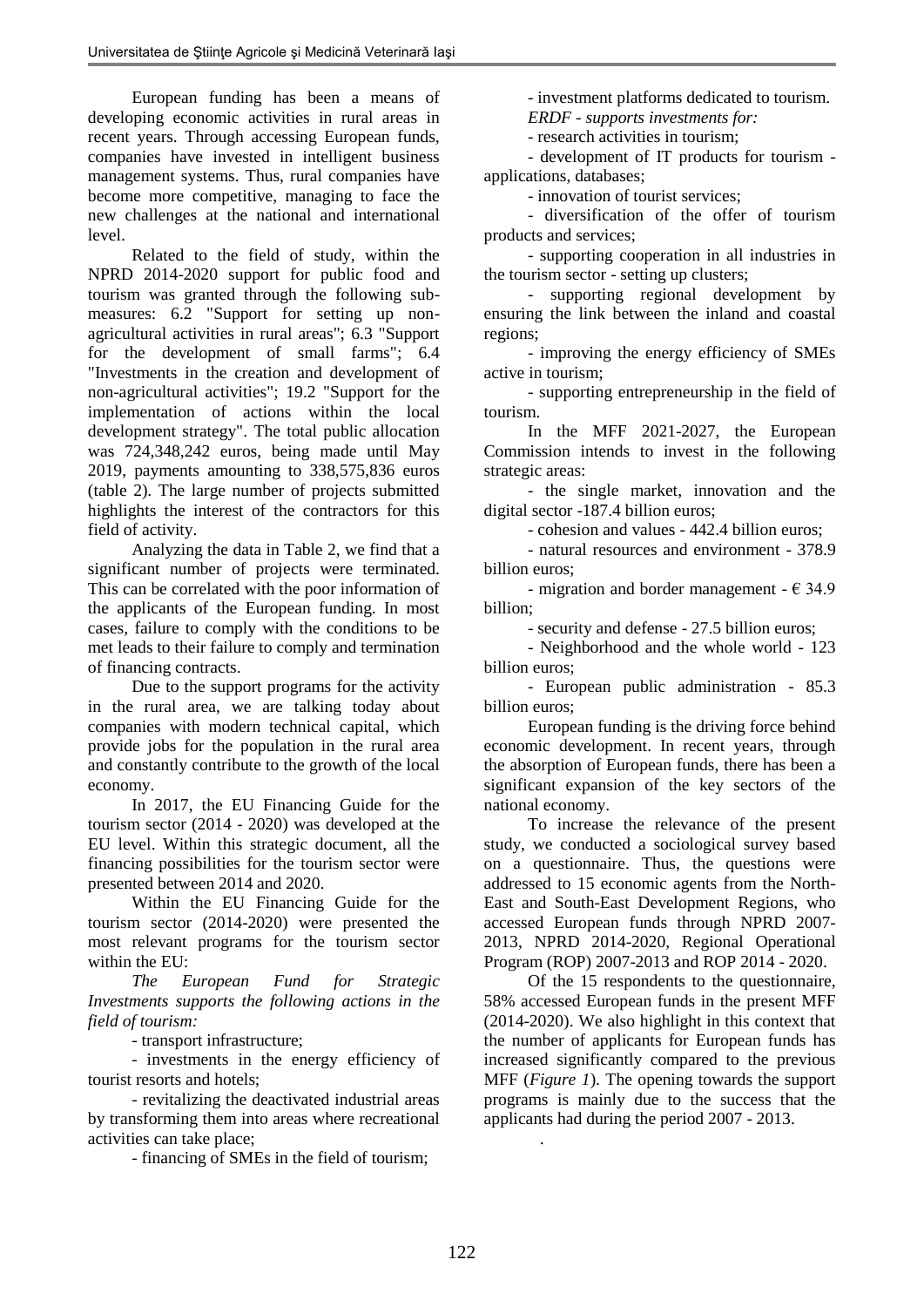European funding has been a means of developing economic activities in rural areas in recent years. Through accessing European funds, companies have invested in intelligent business management systems. Thus, rural companies have become more competitive, managing to face the new challenges at the national and international level.

Related to the field of study, within the NPRD 2014-2020 support for public food and tourism was granted through the following sub-measures: 6.2 "Support for setting up non-agricultural activities in rural areas"; 6.3 "Support for the development of small farms"; 6.4 "Investments in the creation and development of non-agricultural activities"; 19.2 "Support for the implementation of actions within the local development strategy". The total public allocation was 724,348,242 euros, being made until May 2019, payments amounting to 338,575,836 euros (table 2). The large number of projects submitted highlights the interest of the contractors for this field of activity.

Analyzing the data in Table 2, we find that a significant number of projects were terminated. This can be correlated with the poor information of the applicants of the European funding. In most cases, failure to comply with the conditions to be met leads to their failure to comply and termination of financing contracts.

Due to the support programs for the activity in the rural area, we are talking today about companies with modern technical capital, which provide jobs for the population in the rural area and constantly contribute to the growth of the local economy.

In 2017, the EU Financing Guide for the tourism sector (2014 - 2020) was developed at the EU level. Within this strategic document, all the financing possibilities for the tourism sector were presented between 2014 and 2020.

Within the EU Financing Guide for the tourism sector (2014-2020) were presented the most relevant programs for the tourism sector within the EU:

*The European Fund for Strategic Investments supports the following actions in the field of tourism:*

- transport infrastructure;
- investments in the energy efficiency of tourist resorts and hotels;
- revitalizing the deactivated industrial areas by transforming them into areas where recreational activities can take place;
- financing of SMEs in the field of tourism;
- investment platforms dedicated to tourism.

*ERDF - supports investments for:*

- research activities in tourism;
- development of IT products for tourism - applications, databases;
- innovation of tourist services;
- diversification of the offer of tourism products and services;
- supporting cooperation in all industries in the tourism sector - setting up clusters;
- supporting regional development by ensuring the link between the inland and coastal regions;
- improving the energy efficiency of SMEs active in tourism;
- supporting entrepreneurship in the field of tourism.

In the MFF 2021-2027, the European Commission intends to invest in the following strategic areas:

- the single market, innovation and the digital sector -187.4 billion euros;
- cohesion and values - 442.4 billion euros;
- natural resources and environment - 378.9 billion euros;
- migration and border management - € 34.9 billion;
- security and defense - 27.5 billion euros;
- Neighborhood and the whole world - 123 billion euros;
- European public administration - 85.3 billion euros;

European funding is the driving force behind economic development. In recent years, through the absorption of European funds, there has been a significant expansion of the key sectors of the national economy.

To increase the relevance of the present study, we conducted a sociological survey based on a questionnaire. Thus, the questions were addressed to 15 economic agents from the North-East and South-East Development Regions, who accessed European funds through NPRD 2007-2013, NPRD 2014-2020, Regional Operational Program (ROP) 2007-2013 and ROP 2014 - 2020.

Of the 15 respondents to the questionnaire, 58% accessed European funds in the present MFF (2014-2020). We also highlight in this context that the number of applicants for European funds has increased significantly compared to the previous MFF (*Figure 1*). The opening towards the support programs is mainly due to the success that the applicants had during the period 2007 - 2013.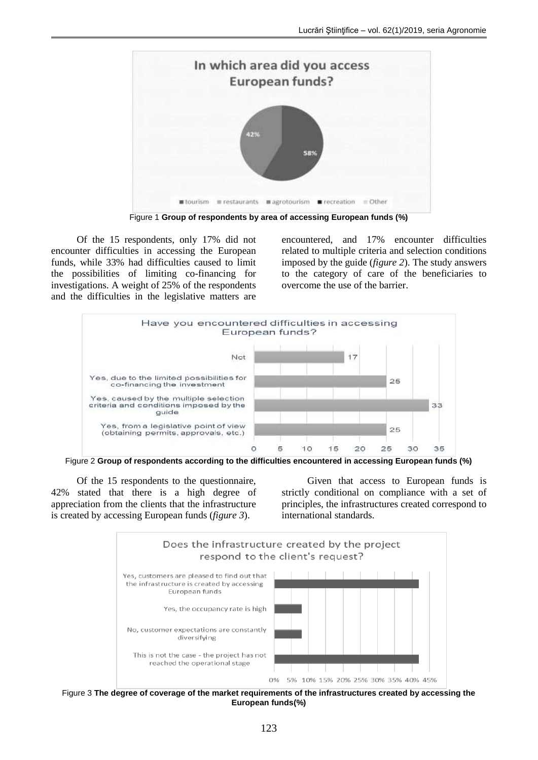Figure 1 **Group of respondents by area of accessing European funds (%)**

Of the 15 respondents, only 17% did not encounter difficulties in accessing the European funds, while 33% had difficulties caused to limit the possibilities of limiting co-financing for investigations. A weight of 25% of the respondents and the difficulties in the legislative matters are encountered, and 17% encounter difficulties related to multiple criteria and selection conditions imposed by the guide (*figure 2*). The study answers to the category of care of the beneficiaries to overcome the use of the barrier.

Figure 2 **Group of respondents according to the difficulties encountered in accessing European funds (%)**

Of the 15 respondents to the questionnaire, 42% stated that there is a high degree of appreciation from the clients that the infrastructure is created by accessing European funds (*figure 3*).

Given that access to European funds is strictly conditional on compliance with a set of principles, the infrastructures created correspond to international standards.

Figure 3 **The degree of coverage of the market requirements of the infrastructures created by accessing the European funds(%)**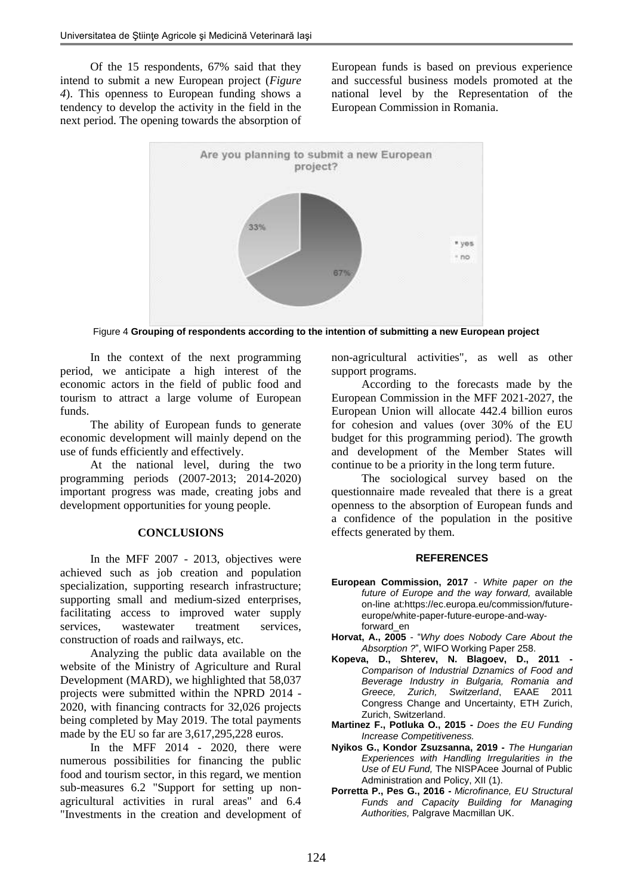Of the 15 respondents, 67% said that they intend to submit a new European project (*Figure 4*). This openness to European funding shows a tendency to develop the activity in the field in the next period. The opening towards the absorption of European funds is based on previous experience and successful business models promoted at the national level by the Representation of the European Commission in Romania.

Are you planning to submit a new European project?

33%

67%

yes

no

Figure 4 **Grouping of respondents according to the intention of submitting a new European project**

In the context of the next programming period, we anticipate a high interest of the economic actors in the field of public food and tourism to attract a large volume of European funds.

The ability of European funds to generate economic development will mainly depend on the use of funds efficiently and effectively.

At the national level, during the two programming periods (2007-2013; 2014-2020) important progress was made, creating jobs and development opportunities for young people.

## CONCLUSIONS

In the MFF 2007 - 2013, objectives were achieved such as job creation and population specialization, supporting research infrastructure; supporting small and medium-sized enterprises, facilitating access to improved water supply services, wastewater treatment services, construction of roads and railways, etc.

Analyzing the public data available on the website of the Ministry of Agriculture and Rural Development (MARD), we highlighted that 58,037 projects were submitted within the NPRD 2014 - 2020, with financing contracts for 32,026 projects being completed by May 2019. The total payments made by the EU so far are 3,617,295,228 euros.

In the MFF 2014 - 2020, there were numerous possibilities for financing the public food and tourism sector, in this regard, we mention sub-measures 6.2 "Support for setting up non-agricultural activities in rural areas" and 6.4 "Investments in the creation and development of non-agricultural activities", as well as other support programs.

According to the forecasts made by the European Commission in the MFF 2021-2027, the European Union will allocate 442.4 billion euros for cohesion and values (over 30% of the EU budget for this programming period). The growth and development of the Member States will continue to be a priority in the long term future.

The sociological survey based on the questionnaire made revealed that there is a great openness to the absorption of European funds and a confidence of the population in the positive effects generated by them.

## REFERENCES

**European Commission, 2017** - *White paper on the future of Europe and the way forward,* available on-line at:https://ec.europa.eu/commission/future-europe/white-paper-future-europe-and-way-forward_en

**Horvat, A., 2005** - "*Why does Nobody Care About the Absorption ?*", WIFO Working Paper 258.

**Kopeva, D., Shterev, N. Blagoev, D., 2011 -** *Comparison of Industrial Dznamics of Food and Beverage Industry in Bulgaria, Romania and Greece, Zurich, Switzerland*, EAAE 2011 Congress Change and Uncertainty, ETH Zurich, Zurich, Switzerland.

**Martinez F., Potluka O., 2015 -** *Does the EU Funding Increase Competitiveness.*

**Nyikos G., Kondor Zsuzsanna, 2019 -** *The Hungarian Experiences with Handling Irregularities in the Use of EU Fund,* The NISPAcee Journal of Public Administration and Policy, XII (1).

**Porretta P., Pes G., 2016 -** *Microfinance, EU Structural Funds and Capacity Building for Managing Authorities,* Palgrave Macmillan UK.